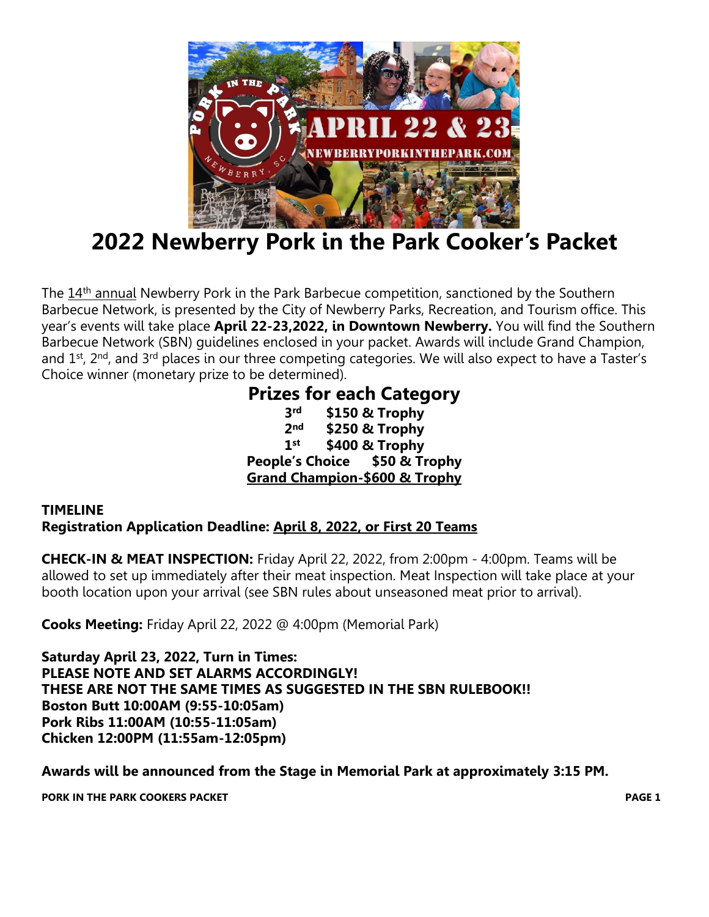# 2022 Newberry Pork in the Park Cooker's Packet

The 14th annual Newberry Pork in the Park Barbecue competition, sanctioned by the Southern Barbecue Network, is presented by the City of Newberry Parks, Recreation, and Tourism office. This year's events will take place **April 22-23,2022, in Downtown Newberry.** You will find the Southern Barbecue Network (SBN) guidelines enclosed in your packet. Awards will include Grand Champion, and 1st, 2nd, and 3rd places in our three competing categories. We will also expect to have a Taster's Choice winner (monetary prize to be determined).

## Prizes for each Category

**3rd $150 & Trophy**
**2nd $250 & Trophy**
**1st $400 & Trophy**
**People's Choice $50 & Trophy**
**Grand Champion-$600 & Trophy**

**TIMELINE**
**Registration Application Deadline: April 8, 2022, or First 20 Teams**

**CHECK-IN & MEAT INSPECTION:** Friday April 22, 2022, from 2:00pm - 4:00pm. Teams will be allowed to set up immediately after their meat inspection. Meat Inspection will take place at your booth location upon your arrival (see SBN rules about unseasoned meat prior to arrival).

**Cooks Meeting:** Friday April 22, 2022 @ 4:00pm (Memorial Park)

**Saturday April 23, 2022, Turn in Times:**
**PLEASE NOTE AND SET ALARMS ACCORDINGLY!**
**THESE ARE NOT THE SAME TIMES AS SUGGESTED IN THE SBN RULEBOOK!!**
**Boston Butt 10:00AM (9:55-10:05am)**
**Pork Ribs 11:00AM (10:55-11:05am)**
**Chicken 12:00PM (11:55am-12:05pm)**

**Awards will be announced from the Stage in Memorial Park at approximately 3:15 PM.**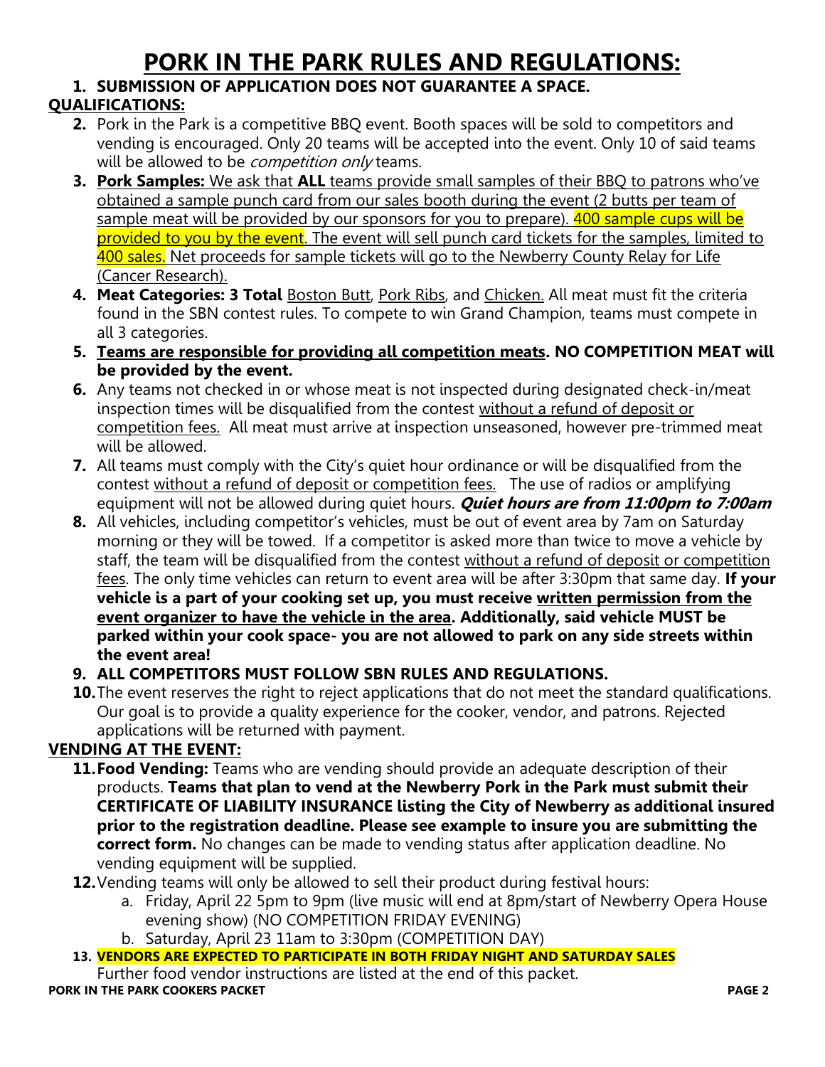# PORK IN THE PARK RULES AND REGULATIONS:

1. **SUBMISSION OF APPLICATION DOES NOT GUARANTEE A SPACE.**

## QUALIFICATIONS:

2. Pork in the Park is a competitive BBQ event. Booth spaces will be sold to competitors and vending is encouraged. Only 20 teams will be accepted into the event. Only 10 of said teams will be allowed to be *competition only* teams.
3. **Pork Samples:** We ask that **ALL** teams provide small samples of their BBQ to patrons who've obtained a sample punch card from our sales booth during the event (2 butts per team of sample meat will be provided by our sponsors for you to prepare). 400 sample cups will be provided to you by the event. The event will sell punch card tickets for the samples, limited to 400 sales. Net proceeds for sample tickets will go to the Newberry County Relay for Life (Cancer Research).
4. **Meat Categories: 3 Total** Boston Butt, Pork Ribs, and Chicken. All meat must fit the criteria found in the SBN contest rules. To compete to win Grand Champion, teams must compete in all 3 categories.
5. **Teams are responsible for providing all competition meats. NO COMPETITION MEAT will be provided by the event.**
6. Any teams not checked in or whose meat is not inspected during designated check-in/meat inspection times will be disqualified from the contest without a refund of deposit or competition fees. All meat must arrive at inspection unseasoned, however pre-trimmed meat will be allowed.
7. All teams must comply with the City's quiet hour ordinance or will be disqualified from the contest without a refund of deposit or competition fees. The use of radios or amplifying equipment will not be allowed during quiet hours. ***Quiet hours are from 11:00pm to 7:00am***
8. All vehicles, including competitor's vehicles, must be out of event area by 7am on Saturday morning or they will be towed. If a competitor is asked more than twice to move a vehicle by staff, the team will be disqualified from the contest without a refund of deposit or competition fees. The only time vehicles can return to event area will be after 3:30pm that same day. **If your vehicle is a part of your cooking set up, you must receive written permission from the event organizer to have the vehicle in the area. Additionally, said vehicle MUST be parked within your cook space- you are not allowed to park on any side streets within the event area!**
9. **ALL COMPETITORS MUST FOLLOW SBN RULES AND REGULATIONS.**
10. The event reserves the right to reject applications that do not meet the standard qualifications. Our goal is to provide a quality experience for the cooker, vendor, and patrons. Rejected applications will be returned with payment.

## VENDING AT THE EVENT:

11. **Food Vending:** Teams who are vending should provide an adequate description of their products. **Teams that plan to vend at the Newberry Pork in the Park must submit their CERTIFICATE OF LIABILITY INSURANCE listing the City of Newberry as additional insured prior to the registration deadline. Please see example to insure you are submitting the correct form.** No changes can be made to vending status after application deadline. No vending equipment will be supplied.
12. Vending teams will only be allowed to sell their product during festival hours:
    a. Friday, April 22 5pm to 9pm (live music will end at 8pm/start of Newberry Opera House evening show) (NO COMPETITION FRIDAY EVENING)
    b. Saturday, April 23 11am to 3:30pm (COMPETITION DAY)
13. **VENDORS ARE EXPECTED TO PARTICIPATE IN BOTH FRIDAY NIGHT AND SATURDAY SALES**
    Further food vendor instructions are listed at the end of this packet.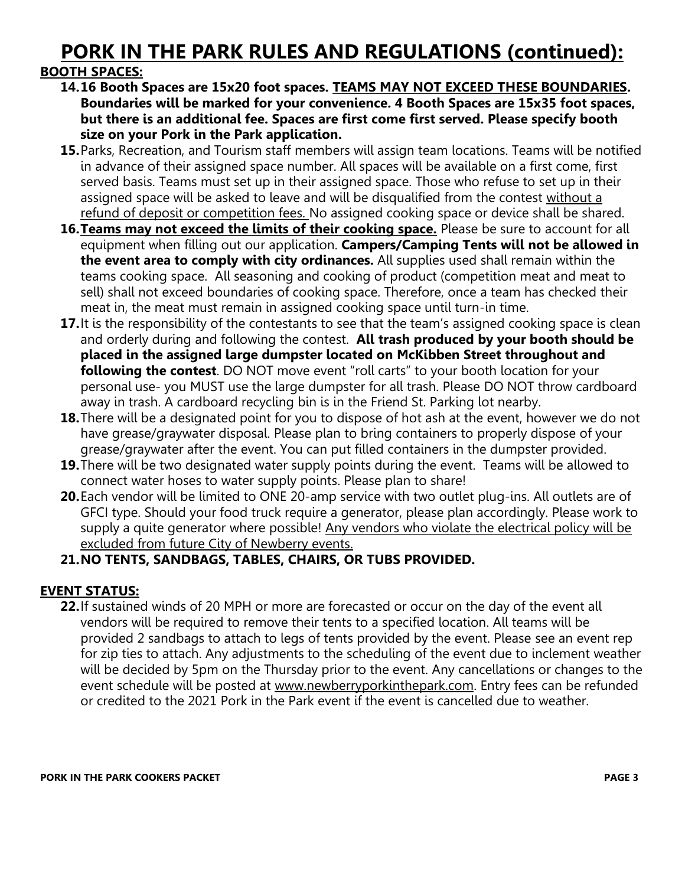# PORK IN THE PARK RULES AND REGULATIONS (continued):

## BOOTH SPACES:

14. **16 Booth Spaces are 15x20 foot spaces. TEAMS MAY NOT EXCEED THESE BOUNDARIES. Boundaries will be marked for your convenience. 4 Booth Spaces are 15x35 foot spaces, but there is an additional fee. Spaces are first come first served. Please specify booth size on your Pork in the Park application.**
15. Parks, Recreation, and Tourism staff members will assign team locations. Teams will be notified in advance of their assigned space number. All spaces will be available on a first come, first served basis. Teams must set up in their assigned space. Those who refuse to set up in their assigned space will be asked to leave and will be disqualified from the contest without a refund of deposit or competition fees. No assigned cooking space or device shall be shared.
16. **Teams may not exceed the limits of their cooking space.** Please be sure to account for all equipment when filling out our application. **Campers/Camping Tents will not be allowed in the event area to comply with city ordinances.** All supplies used shall remain within the teams cooking space. All seasoning and cooking of product (competition meat and meat to sell) shall not exceed boundaries of cooking space. Therefore, once a team has checked their meat in, the meat must remain in assigned cooking space until turn-in time.
17. It is the responsibility of the contestants to see that the team's assigned cooking space is clean and orderly during and following the contest. **All trash produced by your booth should be placed in the assigned large dumpster located on McKibben Street throughout and following the contest**. DO NOT move event "roll carts" to your booth location for your personal use- you MUST use the large dumpster for all trash. Please DO NOT throw cardboard away in trash. A cardboard recycling bin is in the Friend St. Parking lot nearby.
18. There will be a designated point for you to dispose of hot ash at the event, however we do not have grease/graywater disposal. Please plan to bring containers to properly dispose of your grease/graywater after the event. You can put filled containers in the dumpster provided.
19. There will be two designated water supply points during the event. Teams will be allowed to connect water hoses to water supply points. Please plan to share!
20. Each vendor will be limited to ONE 20-amp service with two outlet plug-ins. All outlets are of GFCI type. Should your food truck require a generator, please plan accordingly. Please work to supply a quite generator where possible! Any vendors who violate the electrical policy will be excluded from future City of Newberry events.
21. **NO TENTS, SANDBAGS, TABLES, CHAIRS, OR TUBS PROVIDED.**

## EVENT STATUS:

22. If sustained winds of 20 MPH or more are forecasted or occur on the day of the event all vendors will be required to remove their tents to a specified location. All teams will be provided 2 sandbags to attach to legs of tents provided by the event. Please see an event rep for zip ties to attach. Any adjustments to the scheduling of the event due to inclement weather will be decided by 5pm on the Thursday prior to the event. Any cancellations or changes to the event schedule will be posted at www.newberryporkinthepark.com. Entry fees can be refunded or credited to the 2021 Pork in the Park event if the event is cancelled due to weather.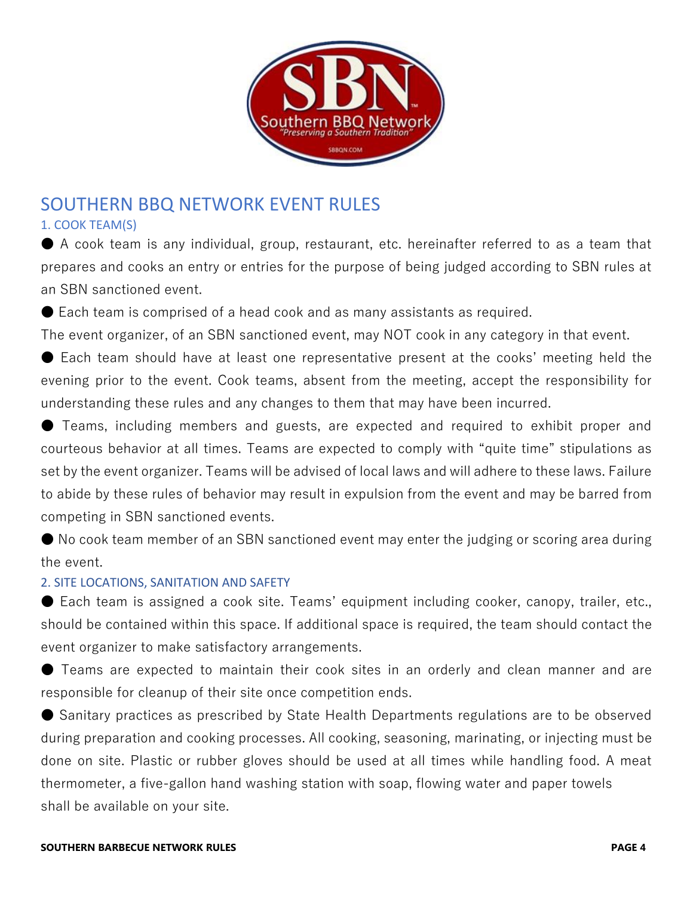# SOUTHERN BBQ NETWORK EVENT RULES

## 1. COOK TEAM(S)

- A cook team is any individual, group, restaurant, etc. hereinafter referred to as a team that prepares and cooks an entry or entries for the purpose of being judged according to SBN rules at an SBN sanctioned event.
- Each team is comprised of a head cook and as many assistants as required.

The event organizer, of an SBN sanctioned event, may NOT cook in any category in that event.

- Each team should have at least one representative present at the cooks' meeting held the evening prior to the event. Cook teams, absent from the meeting, accept the responsibility for understanding these rules and any changes to them that may have been incurred.
- Teams, including members and guests, are expected and required to exhibit proper and courteous behavior at all times. Teams are expected to comply with "quite time" stipulations as set by the event organizer. Teams will be advised of local laws and will adhere to these laws. Failure to abide by these rules of behavior may result in expulsion from the event and may be barred from competing in SBN sanctioned events.
- No cook team member of an SBN sanctioned event may enter the judging or scoring area during the event.

## 2. SITE LOCATIONS, SANITATION AND SAFETY

- Each team is assigned a cook site. Teams' equipment including cooker, canopy, trailer, etc., should be contained within this space. If additional space is required, the team should contact the event organizer to make satisfactory arrangements.
- Teams are expected to maintain their cook sites in an orderly and clean manner and are responsible for cleanup of their site once competition ends.
- Sanitary practices as prescribed by State Health Departments regulations are to be observed during preparation and cooking processes. All cooking, seasoning, marinating, or injecting must be done on site. Plastic or rubber gloves should be used at all times while handling food. A meat thermometer, a five-gallon hand washing station with soap, flowing water and paper towels shall be available on your site.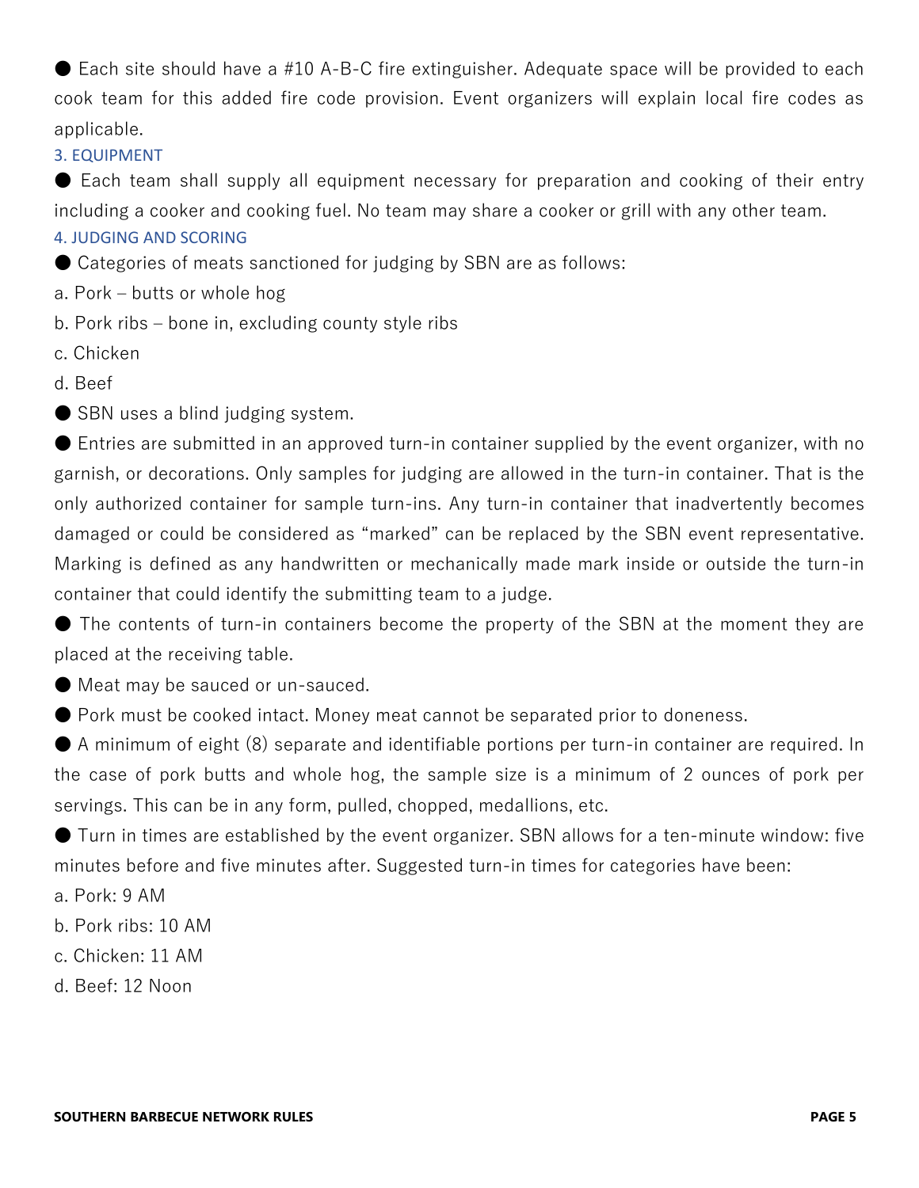● Each site should have a #10 A-B-C fire extinguisher. Adequate space will be provided to each cook team for this added fire code provision. Event organizers will explain local fire codes as applicable.

### 3. EQUIPMENT

● Each team shall supply all equipment necessary for preparation and cooking of their entry including a cooker and cooking fuel. No team may share a cooker or grill with any other team.

### 4. JUDGING AND SCORING

● Categories of meats sanctioned for judging by SBN are as follows:

a. Pork – butts or whole hog

b. Pork ribs – bone in, excluding county style ribs

c. Chicken

d. Beef

● SBN uses a blind judging system.

● Entries are submitted in an approved turn-in container supplied by the event organizer, with no garnish, or decorations. Only samples for judging are allowed in the turn-in container. That is the only authorized container for sample turn-ins. Any turn-in container that inadvertently becomes damaged or could be considered as "marked" can be replaced by the SBN event representative. Marking is defined as any handwritten or mechanically made mark inside or outside the turn-in container that could identify the submitting team to a judge.

● The contents of turn-in containers become the property of the SBN at the moment they are placed at the receiving table.

● Meat may be sauced or un-sauced.

● Pork must be cooked intact. Money meat cannot be separated prior to doneness.

● A minimum of eight (8) separate and identifiable portions per turn-in container are required. In the case of pork butts and whole hog, the sample size is a minimum of 2 ounces of pork per servings. This can be in any form, pulled, chopped, medallions, etc.

● Turn in times are established by the event organizer. SBN allows for a ten-minute window: five minutes before and five minutes after. Suggested turn-in times for categories have been:

a. Pork: 9 AM

b. Pork ribs: 10 AM

c. Chicken: 11 AM

d. Beef: 12 Noon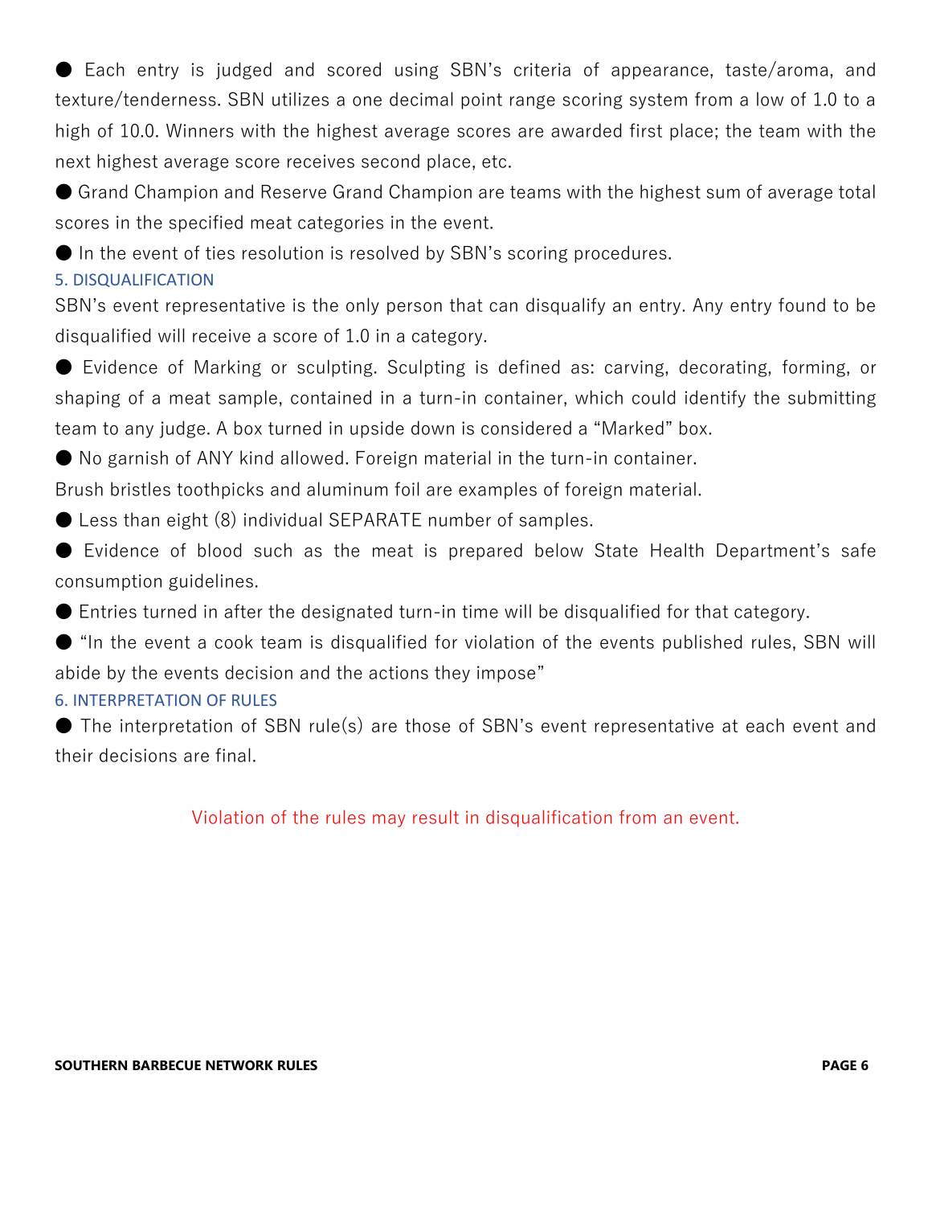- Each entry is judged and scored using SBN's criteria of appearance, taste/aroma, and texture/tenderness. SBN utilizes a one decimal point range scoring system from a low of 1.0 to a high of 10.0. Winners with the highest average scores are awarded first place; the team with the next highest average score receives second place, etc.
- Grand Champion and Reserve Grand Champion are teams with the highest sum of average total scores in the specified meat categories in the event.
- In the event of ties resolution is resolved by SBN's scoring procedures.

## 5. DISQUALIFICATION

SBN's event representative is the only person that can disqualify an entry. Any entry found to be disqualified will receive a score of 1.0 in a category.

- Evidence of Marking or sculpting. Sculpting is defined as: carving, decorating, forming, or shaping of a meat sample, contained in a turn-in container, which could identify the submitting team to any judge. A box turned in upside down is considered a "Marked" box.
- No garnish of ANY kind allowed. Foreign material in the turn-in container.

Brush bristles toothpicks and aluminum foil are examples of foreign material.

- Less than eight (8) individual SEPARATE number of samples.
- Evidence of blood such as the meat is prepared below State Health Department's safe consumption guidelines.
- Entries turned in after the designated turn-in time will be disqualified for that category.
- "In the event a cook team is disqualified for violation of the events published rules, SBN will abide by the events decision and the actions they impose"

## 6. INTERPRETATION OF RULES

- The interpretation of SBN rule(s) are those of SBN's event representative at each event and their decisions are final.

Violation of the rules may result in disqualification from an event.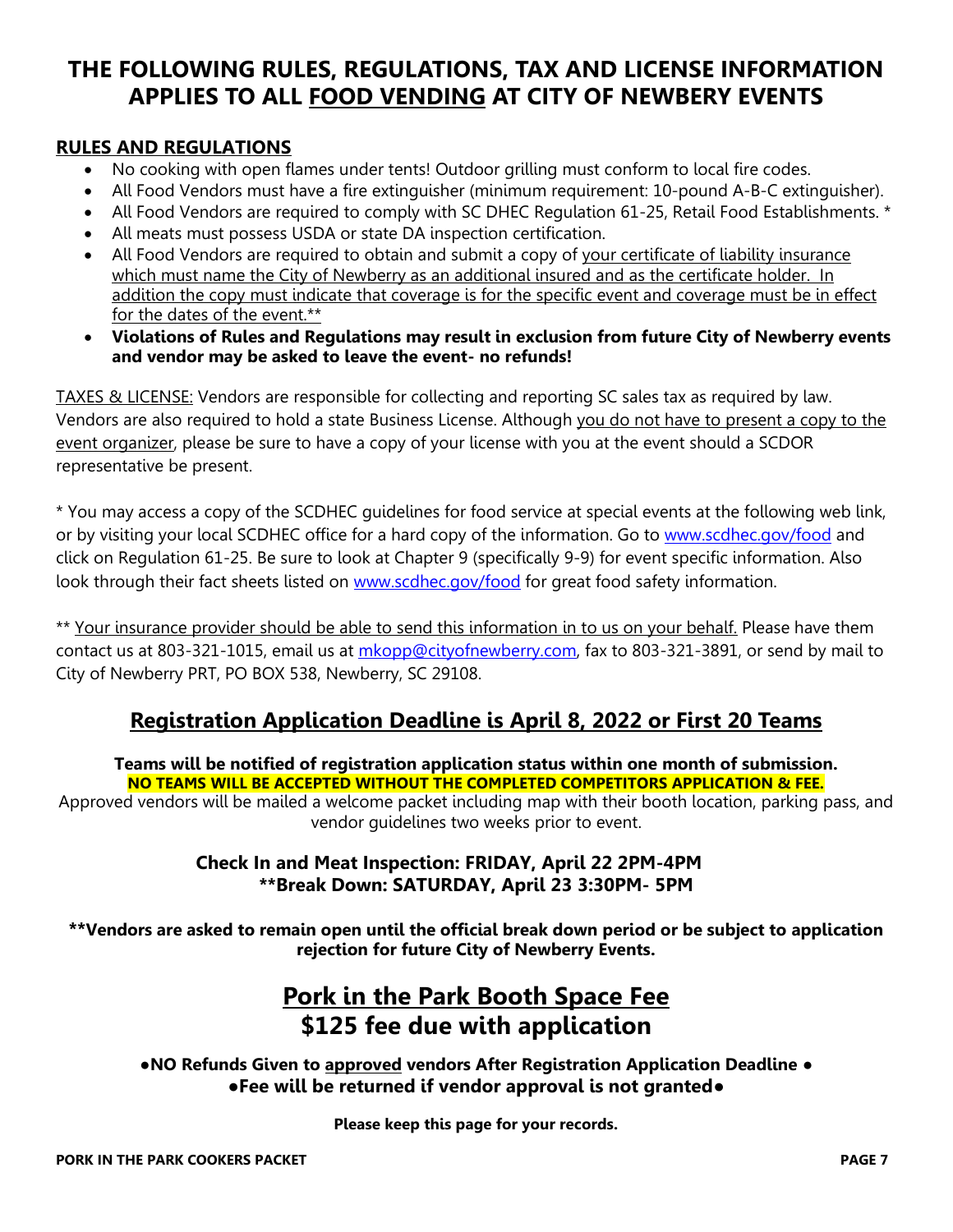# THE FOLLOWING RULES, REGULATIONS, TAX AND LICENSE INFORMATION APPLIES TO ALL FOOD VENDING AT CITY OF NEWBERRY EVENTS

## RULES AND REGULATIONS

- No cooking with open flames under tents! Outdoor grilling must conform to local fire codes.
- All Food Vendors must have a fire extinguisher (minimum requirement: 10-pound A-B-C extinguisher).
- All Food Vendors are required to comply with SC DHEC Regulation 61-25, Retail Food Establishments. *
- All meats must possess USDA or state DA inspection certification.
- All Food Vendors are required to obtain and submit a copy of your certificate of liability insurance which must name the City of Newberry as an additional insured and as the certificate holder. In addition the copy must indicate that coverage is for the specific event and coverage must be in effect for the dates of the event.**
- **Violations of Rules and Regulations may result in exclusion from future City of Newberry events and vendor may be asked to leave the event- no refunds!**

TAXES & LICENSE: Vendors are responsible for collecting and reporting SC sales tax as required by law. Vendors are also required to hold a state Business License. Although you do not have to present a copy to the event organizer, please be sure to have a copy of your license with you at the event should a SCDOR representative be present.

* You may access a copy of the SCDHEC guidelines for food service at special events at the following web link, or by visiting your local SCDHEC office for a hard copy of the information. Go to www.scdhec.gov/food and click on Regulation 61-25. Be sure to look at Chapter 9 (specifically 9-9) for event specific information. Also look through their fact sheets listed on www.scdhec.gov/food for great food safety information.

** Your insurance provider should be able to send this information in to us on your behalf. Please have them contact us at 803-321-1015, email us at mkopp@cityofnewberry.com, fax to 803-321-3891, or send by mail to City of Newberry PRT, PO BOX 538, Newberry, SC 29108.

## Registration Application Deadline is April 8, 2022 or First 20 Teams

**Teams will be notified of registration application status within one month of submission.**
**NO TEAMS WILL BE ACCEPTED WITHOUT THE COMPLETED COMPETITORS APPLICATION & FEE.**

Approved vendors will be mailed a welcome packet including map with their booth location, parking pass, and vendor guidelines two weeks prior to event.

**Check In and Meat Inspection: FRIDAY, April 22 2PM-4PM**
****Break Down: SATURDAY, April 23 3:30PM- 5PM**

****Vendors are asked to remain open until the official break down period or be subject to application rejection for future City of Newberry Events.**

## Pork in the Park Booth Space Fee
## $125 fee due with application

**●NO Refunds Given to approved vendors After Registration Application Deadline ●**
**●Fee will be returned if vendor approval is not granted●**

**Please keep this page for your records.**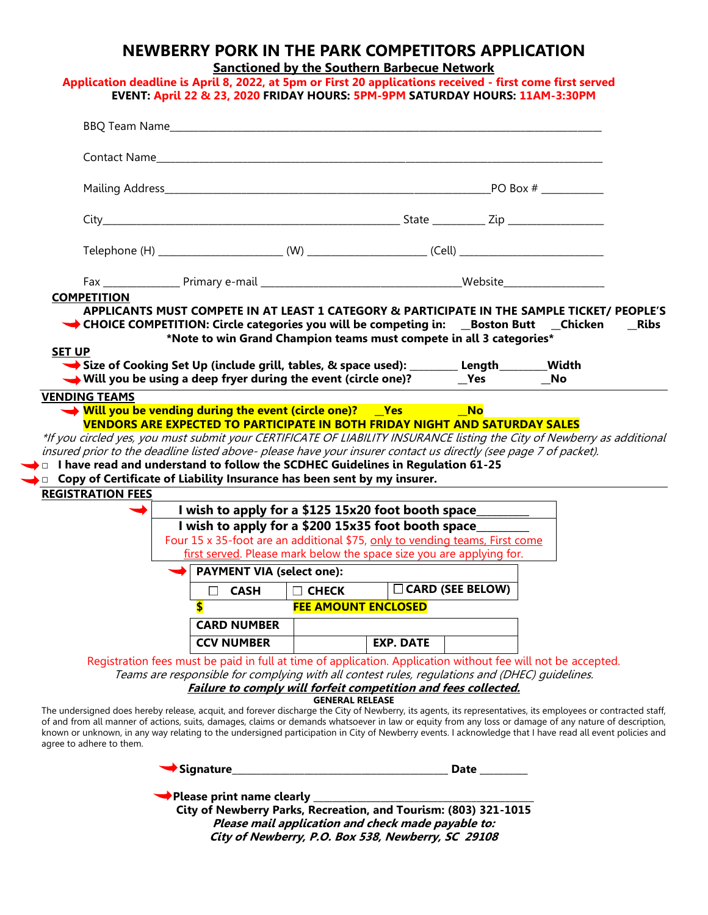# NEWBERRY PORK IN THE PARK COMPETITORS APPLICATION

**Sanctioned by the Southern Barbecue Network**

**Application deadline is April 8, 2022, at 5pm or First 20 applications received - first come first served**

**EVENT: April 22 & 23, 2020 FRIDAY HOURS: 5PM-9PM SATURDAY HOURS: 11AM-3:30PM**

BBQ Team Name_______________________________________________

Contact Name_______________________________________________

Mailing Address_________________________________ PO Box # __________

City_________________________________ State ________ Zip ______________

Telephone (H) ____________________ (W) ____________________ (Cell) ______________________

Fax ____________ Primary e-mail ______________________________ Website________________

**COMPETITION**

**APPLICANTS MUST COMPETE IN AT LEAST 1 CATEGORY & PARTICIPATE IN THE SAMPLE TICKET/ PEOPLE'S CHOICE COMPETITION: Circle categories you will be competing in: __Boston Butt __Chicken __Ribs**

**\*Note to win Grand Champion teams must compete in all 3 categories\***

**SET UP**

**Size of Cooking Set Up (include grill, tables, & space used): ________ Length________Width**

**Will you be using a deep fryer during the event (circle one)? __Yes __No**

**VENDING TEAMS**

**Will you be vending during the event (circle one)? __Yes __No**

**VENDORS ARE EXPECTED TO PARTICIPATE IN BOTH FRIDAY NIGHT AND SATURDAY SALES**

*\*If you circled yes, you must submit your CERTIFICATE OF LIABILITY INSURANCE listing the City of Newberry as additional insured prior to the deadline listed above- please have your insurer contact us directly (see page 7 of packet).*

□ **I have read and understand to follow the SCDHEC Guidelines in Regulation 61-25**

□ **Copy of Certificate of Liability Insurance has been sent by my insurer.**

**REGISTRATION FEES**

| |
|---|
| **I wish to apply for a $125 15x20 foot booth space________** |
| **I wish to apply for a $200 15x35 foot booth space________** |
| Four 15 x 35-foot are an additional $75, only to vending teams, First come first served. Please mark below the space size you are applying for. |

| **PAYMENT VIA (select one):** | | | |
|---|---|---|---|
| ☐ **CASH** | ☐ **CHECK** | ☐ **CARD (SEE BELOW)** | |
| **$** | **FEE AMOUNT ENCLOSED** | | |
| **CARD NUMBER** | | | |
| **CCV NUMBER** | | **EXP. DATE** | |

Registration fees must be paid in full at time of application. Application without fee will not be accepted.

*Teams are responsible for complying with all contest rules, regulations and (DHEC) guidelines.*

***Failure to comply will forfeit competition and fees collected.***

**GENERAL RELEASE**

The undersigned does hereby release, acquit, and forever discharge the City of Newberry, its agents, its representatives, its employees or contracted staff, of and from all manner of actions, suits, damages, claims or demands whatsoever in law or equity from any loss or damage of any nature of description, known or unknown, in any way relating to the undersigned participation in City of Newberry events. I acknowledge that I have read all event policies and agree to adhere to them.

**Signature**_________________________________ **Date** ________

**Please print name clearly** _________________________________

**City of Newberry Parks, Recreation, and Tourism: (803) 321-1015**

***Please mail application and check made payable to:***

***City of Newberry, P.O. Box 538, Newberry, SC 29108***